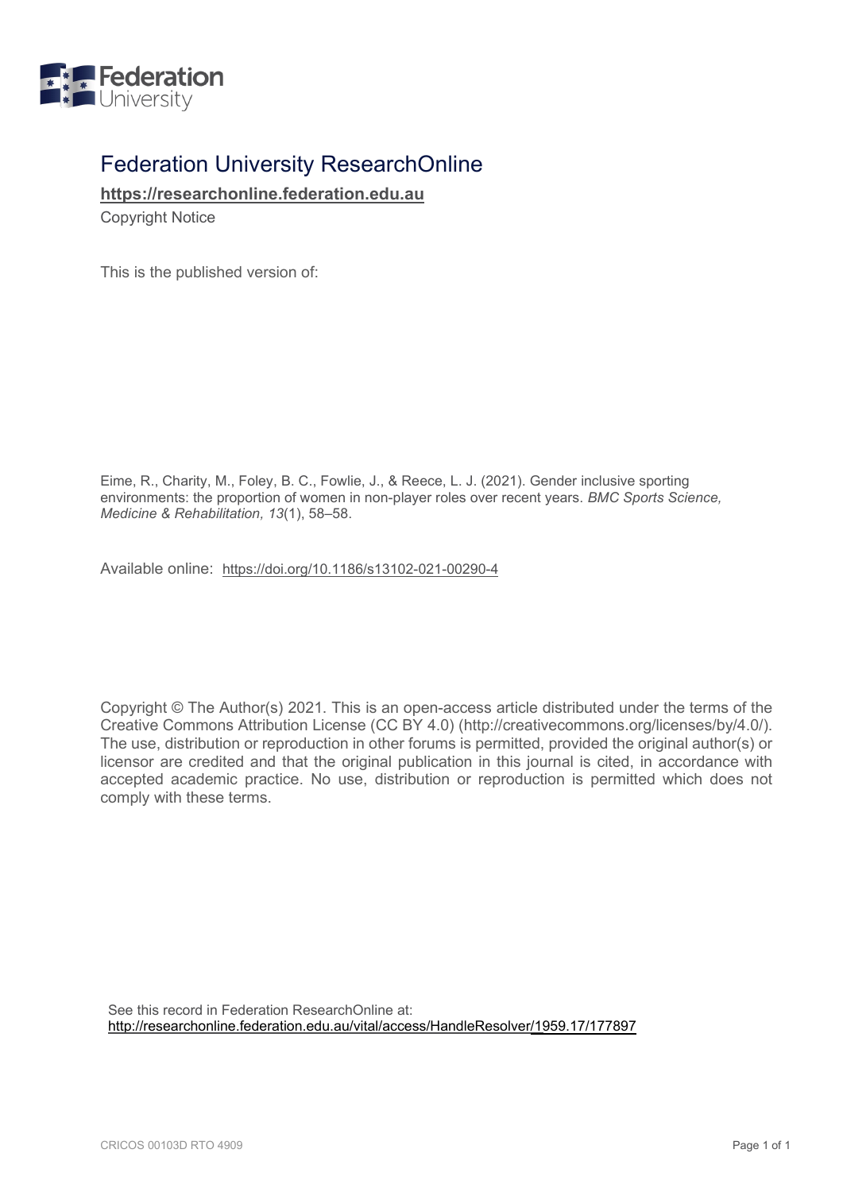Federation University

# Federation University ResearchOnline

**https://researchonline.federation.edu.au**

Copyright Notice

This is the published version of:

Eime, R., Charity, M., Foley, B. C., Fowlie, J., & Reece, L. J. (2021). Gender inclusive sporting environments: the proportion of women in non-player roles over recent years. *BMC Sports Science, Medicine & Rehabilitation, 13*(1), 58–58.

Available online: https://doi.org/10.1186/s13102-021-00290-4

Copyright © The Author(s) 2021. This is an open-access article distributed under the terms of the Creative Commons Attribution License (CC BY 4.0) (http://creativecommons.org/licenses/by/4.0/). The use, distribution or reproduction in other forums is permitted, provided the original author(s) or licensor are credited and that the original publication in this journal is cited, in accordance with accepted academic practice. No use, distribution or reproduction is permitted which does not comply with these terms.

See this record in Federation ResearchOnline at:
http://researchonline.federation.edu.au/vital/access/HandleResolver/1959.17/177897

CRICOS 00103D RTO 4909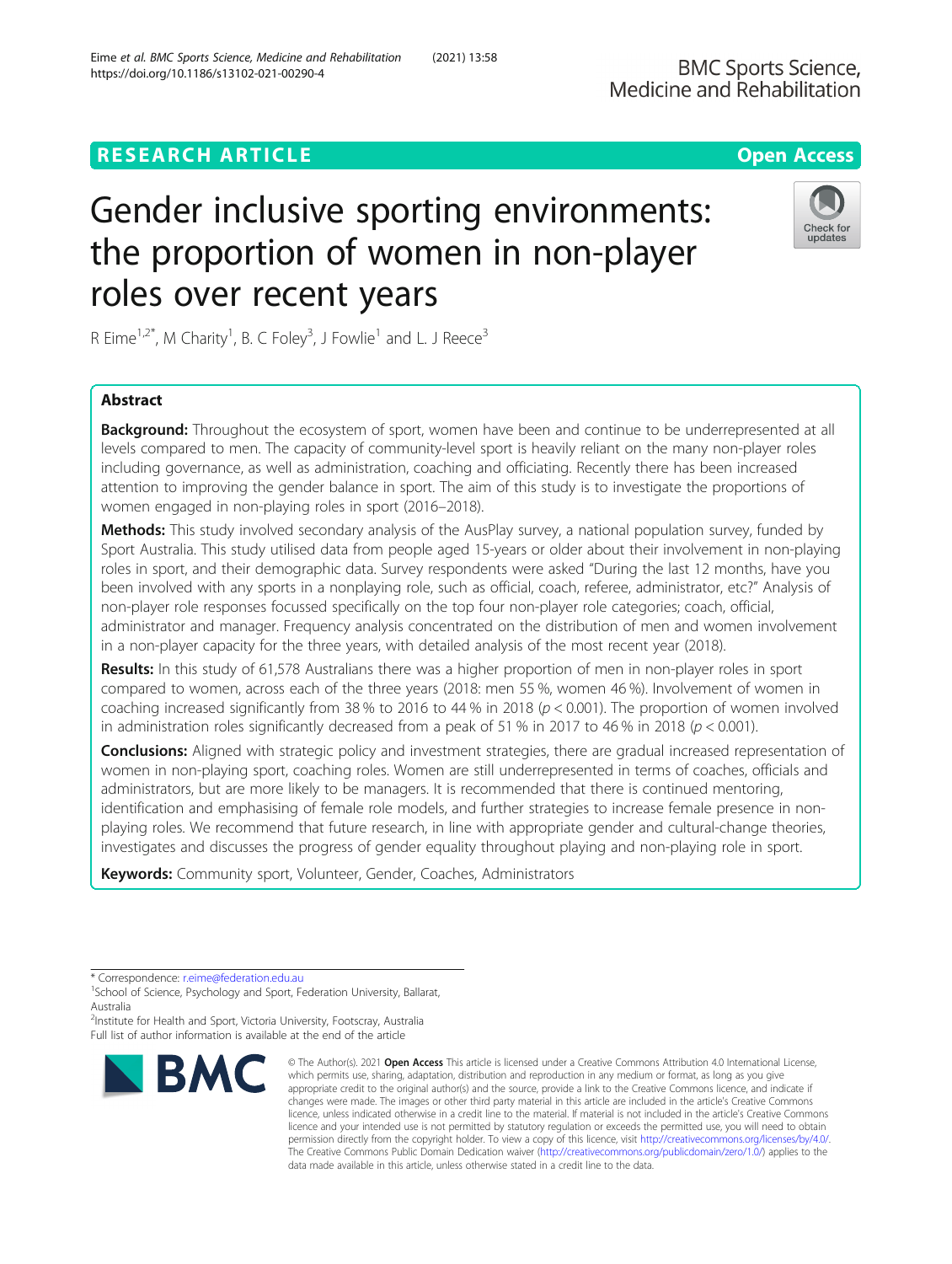# Gender inclusive sporting environments: the proportion of women in non-player roles over recent years

R Eime[1,2*], M Charity[1], B. C Foley[3], J Fowlie[1] and L. J Reece[3]

## Abstract

**Background:** Throughout the ecosystem of sport, women have been and continue to be underrepresented at all levels compared to men. The capacity of community-level sport is heavily reliant on the many non-player roles including governance, as well as administration, coaching and officiating. Recently there has been increased attention to improving the gender balance in sport. The aim of this study is to investigate the proportions of women engaged in non-playing roles in sport (2016–2018).

**Methods:** This study involved secondary analysis of the AusPlay survey, a national population survey, funded by Sport Australia. This study utilised data from people aged 15-years or older about their involvement in non-playing roles in sport, and their demographic data. Survey respondents were asked "During the last 12 months, have you been involved with any sports in a nonplaying role, such as official, coach, referee, administrator, etc?" Analysis of non-player role responses focussed specifically on the top four non-player role categories; coach, official, administrator and manager. Frequency analysis concentrated on the distribution of men and women involvement in a non-player capacity for the three years, with detailed analysis of the most recent year (2018).

**Results:** In this study of 61,578 Australians there was a higher proportion of men in non-player roles in sport compared to women, across each of the three years (2018: men 55 %, women 46 %). Involvement of women in coaching increased significantly from 38 % to 2016 to 44 % in 2018 ($p < 0.001$). The proportion of women involved in administration roles significantly decreased from a peak of 51 % in 2017 to 46 % in 2018 ($p < 0.001$).

**Conclusions:** Aligned with strategic policy and investment strategies, there are gradual increased representation of women in non-playing sport, coaching roles. Women are still underrepresented in terms of coaches, officials and administrators, but are more likely to be managers. It is recommended that there is continued mentoring, identification and emphasising of female role models, and further strategies to increase female presence in non-playing roles. We recommend that future research, in line with appropriate gender and cultural-change theories, investigates and discusses the progress of gender equality throughout playing and non-playing role in sport.

**Keywords:** Community sport, Volunteer, Gender, Coaches, Administrators

---

\* Correspondence: r.eime@federation.edu.au

[1]School of Science, Psychology and Sport, Federation University, Ballarat, Australia

[2]Institute for Health and Sport, Victoria University, Footscray, Australia

Full list of author information is available at the end of the article

© The Author(s). 2021 **Open Access** This article is licensed under a Creative Commons Attribution 4.0 International License, which permits use, sharing, adaptation, distribution and reproduction in any medium or format, as long as you give appropriate credit to the original author(s) and the source, provide a link to the Creative Commons licence, and indicate if changes were made. The images or other third party material in this article are included in the article's Creative Commons licence, unless indicated otherwise in a credit line to the material. If material is not included in the article's Creative Commons licence and your intended use is not permitted by statutory regulation or exceeds the permitted use, you will need to obtain permission directly from the copyright holder. To view a copy of this licence, visit http://creativecommons.org/licenses/by/4.0/. The Creative Commons Public Domain Dedication waiver (http://creativecommons.org/publicdomain/zero/1.0/) applies to the data made available in this article, unless otherwise stated in a credit line to the data.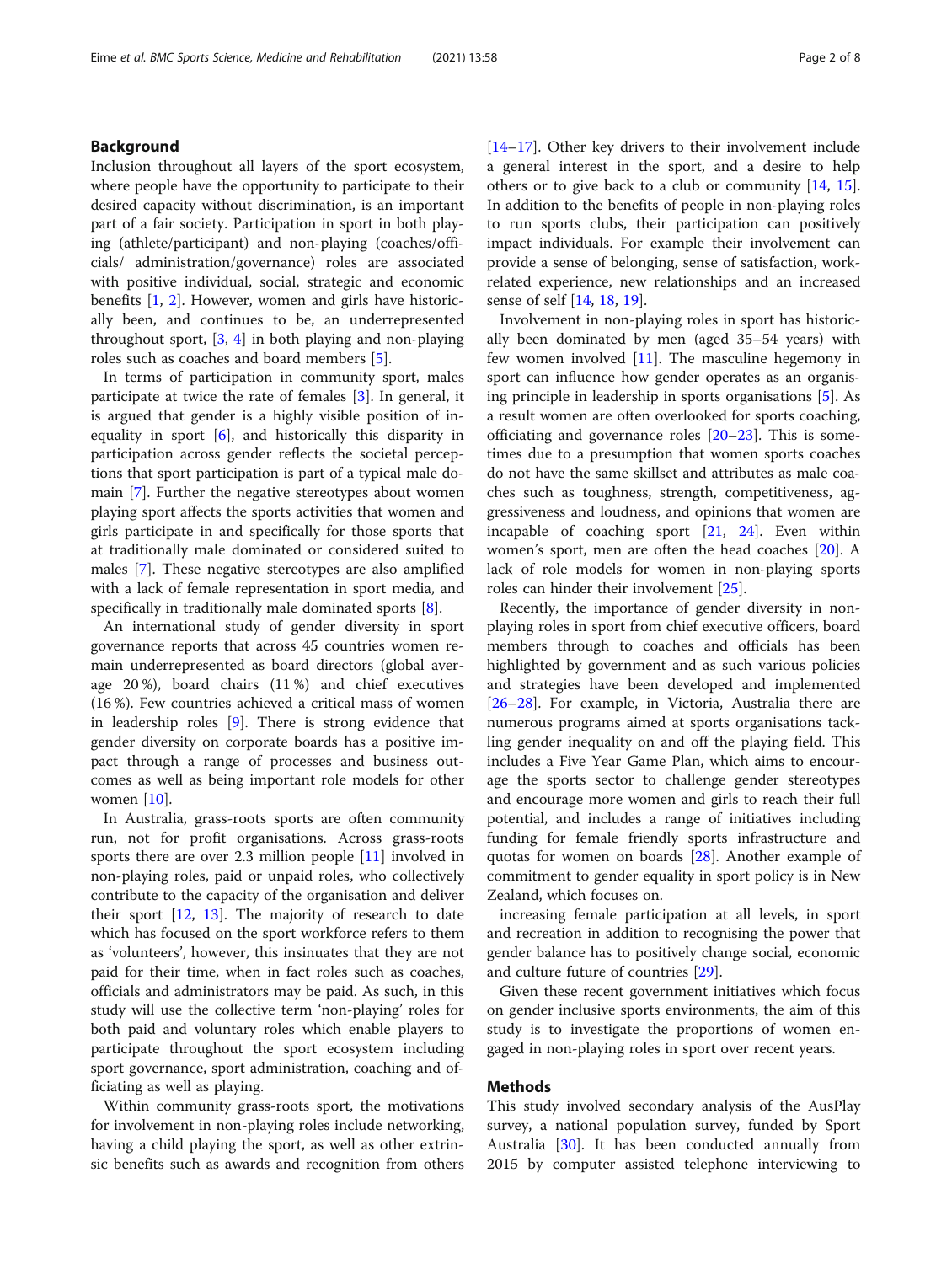## Background

Inclusion throughout all layers of the sport ecosystem, where people have the opportunity to participate to their desired capacity without discrimination, is an important part of a fair society. Participation in sport in both playing (athlete/participant) and non-playing (coaches/officials/ administration/governance) roles are associated with positive individual, social, strategic and economic benefits [1, 2]. However, women and girls have historically been, and continues to be, an underrepresented throughout sport, [3, 4] in both playing and non-playing roles such as coaches and board members [5].

In terms of participation in community sport, males participate at twice the rate of females [3]. In general, it is argued that gender is a highly visible position of inequality in sport [6], and historically this disparity in participation across gender reflects the societal perceptions that sport participation is part of a typical male domain [7]. Further the negative stereotypes about women playing sport affects the sports activities that women and girls participate in and specifically for those sports that at traditionally male dominated or considered suited to males [7]. These negative stereotypes are also amplified with a lack of female representation in sport media, and specifically in traditionally male dominated sports [8].

An international study of gender diversity in sport governance reports that across 45 countries women remain underrepresented as board directors (global average 20 %), board chairs (11 %) and chief executives (16 %). Few countries achieved a critical mass of women in leadership roles [9]. There is strong evidence that gender diversity on corporate boards has a positive impact through a range of processes and business outcomes as well as being important role models for other women [10].

In Australia, grass-roots sports are often community run, not for profit organisations. Across grass-roots sports there are over 2.3 million people [11] involved in non-playing roles, paid or unpaid roles, who collectively contribute to the capacity of the organisation and deliver their sport [12, 13]. The majority of research to date which has focused on the sport workforce refers to them as 'volunteers', however, this insinuates that they are not paid for their time, when in fact roles such as coaches, officials and administrators may be paid. As such, in this study will use the collective term 'non-playing' roles for both paid and voluntary roles which enable players to participate throughout the sport ecosystem including sport governance, sport administration, coaching and officiating as well as playing.

Within community grass-roots sport, the motivations for involvement in non-playing roles include networking, having a child playing the sport, as well as other extrinsic benefits such as awards and recognition from others [14–17]. Other key drivers to their involvement include a general interest in the sport, and a desire to help others or to give back to a club or community [14, 15]. In addition to the benefits of people in non-playing roles to run sports clubs, their participation can positively impact individuals. For example their involvement can provide a sense of belonging, sense of satisfaction, work-related experience, new relationships and an increased sense of self [14, 18, 19].

Involvement in non-playing roles in sport has historically been dominated by men (aged 35–54 years) with few women involved [11]. The masculine hegemony in sport can influence how gender operates as an organising principle in leadership in sports organisations [5]. As a result women are often overlooked for sports coaching, officiating and governance roles [20–23]. This is sometimes due to a presumption that women sports coaches do not have the same skillset and attributes as male coaches such as toughness, strength, competitiveness, aggressiveness and loudness, and opinions that women are incapable of coaching sport [21, 24]. Even within women's sport, men are often the head coaches [20]. A lack of role models for women in non-playing sports roles can hinder their involvement [25].

Recently, the importance of gender diversity in non-playing roles in sport from chief executive officers, board members through to coaches and officials has been highlighted by government and as such various policies and strategies have been developed and implemented [26–28]. For example, in Victoria, Australia there are numerous programs aimed at sports organisations tackling gender inequality on and off the playing field. This includes a Five Year Game Plan, which aims to encourage the sports sector to challenge gender stereotypes and encourage more women and girls to reach their full potential, and includes a range of initiatives including funding for female friendly sports infrastructure and quotas for women on boards [28]. Another example of commitment to gender equality in sport policy is in New Zealand, which focuses on.

increasing female participation at all levels, in sport and recreation in addition to recognising the power that gender balance has to positively change social, economic and culture future of countries [29].

Given these recent government initiatives which focus on gender inclusive sports environments, the aim of this study is to investigate the proportions of women engaged in non-playing roles in sport over recent years.

## Methods

This study involved secondary analysis of the AusPlay survey, a national population survey, funded by Sport Australia [30]. It has been conducted annually from 2015 by computer assisted telephone interviewing to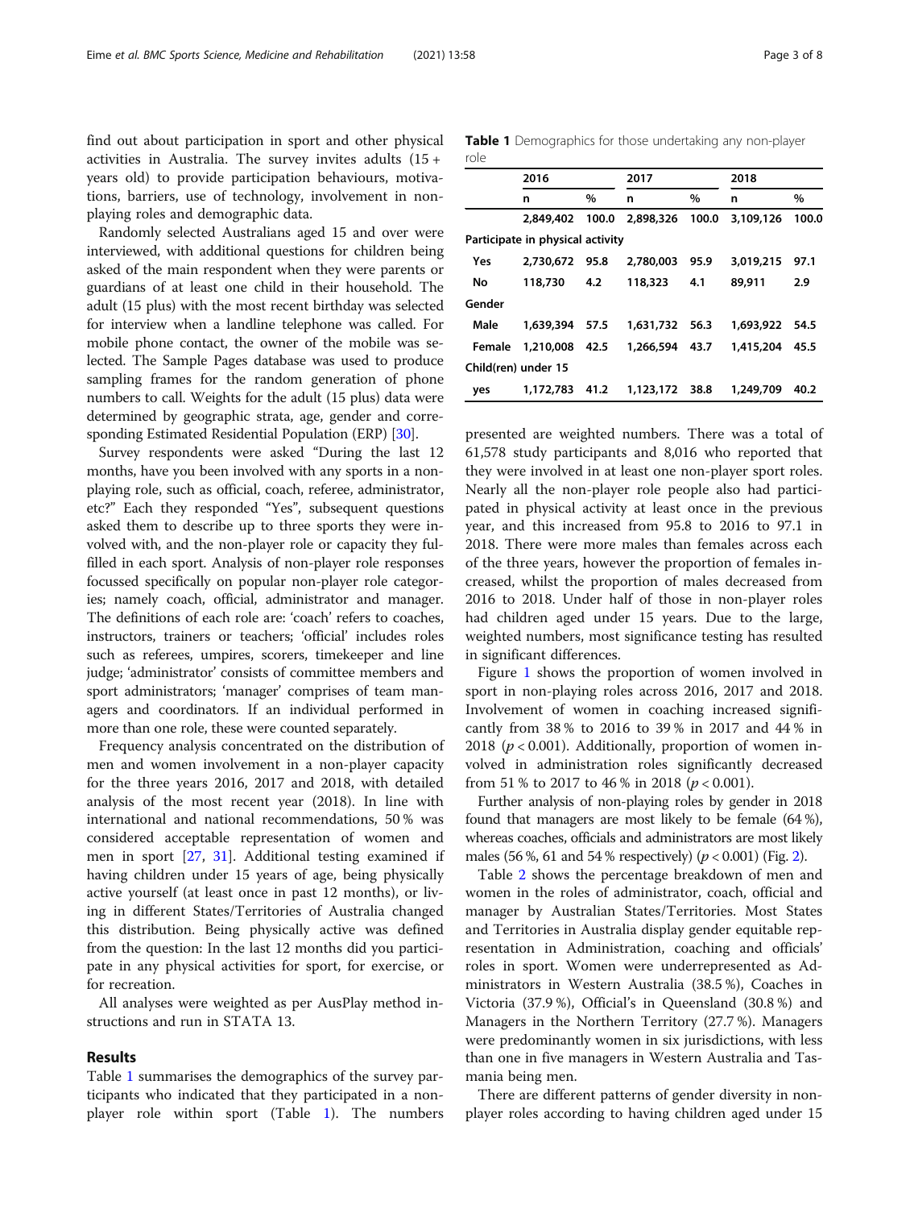find out about participation in sport and other physical activities in Australia. The survey invites adults (15 + years old) to provide participation behaviours, motivations, barriers, use of technology, involvement in non-playing roles and demographic data.

Randomly selected Australians aged 15 and over were interviewed, with additional questions for children being asked of the main respondent when they were parents or guardians of at least one child in their household. The adult (15 plus) with the most recent birthday was selected for interview when a landline telephone was called. For mobile phone contact, the owner of the mobile was selected. The Sample Pages database was used to produce sampling frames for the random generation of phone numbers to call. Weights for the adult (15 plus) data were determined by geographic strata, age, gender and corresponding Estimated Residential Population (ERP) [30].

Survey respondents were asked "During the last 12 months, have you been involved with any sports in a non-playing role, such as official, coach, referee, administrator, etc?" Each they responded "Yes", subsequent questions asked them to describe up to three sports they were involved with, and the non-player role or capacity they fulfilled in each sport. Analysis of non-player role responses focussed specifically on popular non-player role categories; namely coach, official, administrator and manager. The definitions of each role are: 'coach' refers to coaches, instructors, trainers or teachers; 'official' includes roles such as referees, umpires, scorers, timekeeper and line judge; 'administrator' consists of committee members and sport administrators; 'manager' comprises of team managers and coordinators. If an individual performed in more than one role, these were counted separately.

Frequency analysis concentrated on the distribution of men and women involvement in a non-player capacity for the three years 2016, 2017 and 2018, with detailed analysis of the most recent year (2018). In line with international and national recommendations, 50 % was considered acceptable representation of women and men in sport [27, 31]. Additional testing examined if having children under 15 years of age, being physically active yourself (at least once in past 12 months), or living in different States/Territories of Australia changed this distribution. Being physically active was defined from the question: In the last 12 months did you participate in any physical activities for sport, for exercise, or for recreation.

All analyses were weighted as per AusPlay method instructions and run in STATA 13.

## Results

Table 1 summarises the demographics of the survey participants who indicated that they participated in a non-player role within sport (Table 1). The numbers presented are weighted numbers. There was a total of 61,578 study participants and 8,016 who reported that they were involved in at least one non-player sport roles. Nearly all the non-player role people also had participated in physical activity at least once in the previous year, and this increased from 95.8 to 2016 to 97.1 in 2018. There were more males than females across each of the three years, however the proportion of females increased, whilst the proportion of males decreased from 2016 to 2018. Under half of those in non-player roles had children aged under 15 years. Due to the large, weighted numbers, most significance testing has resulted in significant differences.

**Table 1** Demographics for those undertaking any non-player role

| | 2016 | | 2017 | | 2018 | |
|---|---|---|---|---|---|---|
| | n | % | n | % | n | % |
| | 2,849,402 | 100.0 | 2,898,326 | 100.0 | 3,109,126 | 100.0 |
| **Participate in physical activity** | | | | | | |
| Yes | 2,730,672 | 95.8 | 2,780,003 | 95.9 | 3,019,215 | 97.1 |
| No | 118,730 | 4.2 | 118,323 | 4.1 | 89,911 | 2.9 |
| **Gender** | | | | | | |
| Male | 1,639,394 | 57.5 | 1,631,732 | 56.3 | 1,693,922 | 54.5 |
| Female | 1,210,008 | 42.5 | 1,266,594 | 43.7 | 1,415,204 | 45.5 |
| **Child(ren) under 15** | | | | | | |
| yes | 1,172,783 | 41.2 | 1,123,172 | 38.8 | 1,249,709 | 40.2 |

Figure 1 shows the proportion of women involved in sport in non-playing roles across 2016, 2017 and 2018. Involvement of women in coaching increased significantly from 38 % to 2016 to 39 % in 2017 and 44 % in 2018 ($p < 0.001$). Additionally, proportion of women involved in administration roles significantly decreased from 51 % to 2017 to 46 % in 2018 ($p < 0.001$).

Further analysis of non-playing roles by gender in 2018 found that managers are most likely to be female (64 %), whereas coaches, officials and administrators are most likely males (56 %, 61 and 54 % respectively) ($p < 0.001$) (Fig. 2).

Table 2 shows the percentage breakdown of men and women in the roles of administrator, coach, official and manager by Australian States/Territories. Most States and Territories in Australia display gender equitable representation in Administration, coaching and officials' roles in sport. Women were underrepresented as Administrators in Western Australia (38.5 %), Coaches in Victoria (37.9 %), Official's in Queensland (30.8 %) and Managers in the Northern Territory (27.7 %). Managers were predominantly women in six jurisdictions, with less than one in five managers in Western Australia and Tasmania being men.

There are different patterns of gender diversity in non-player roles according to having children aged under 15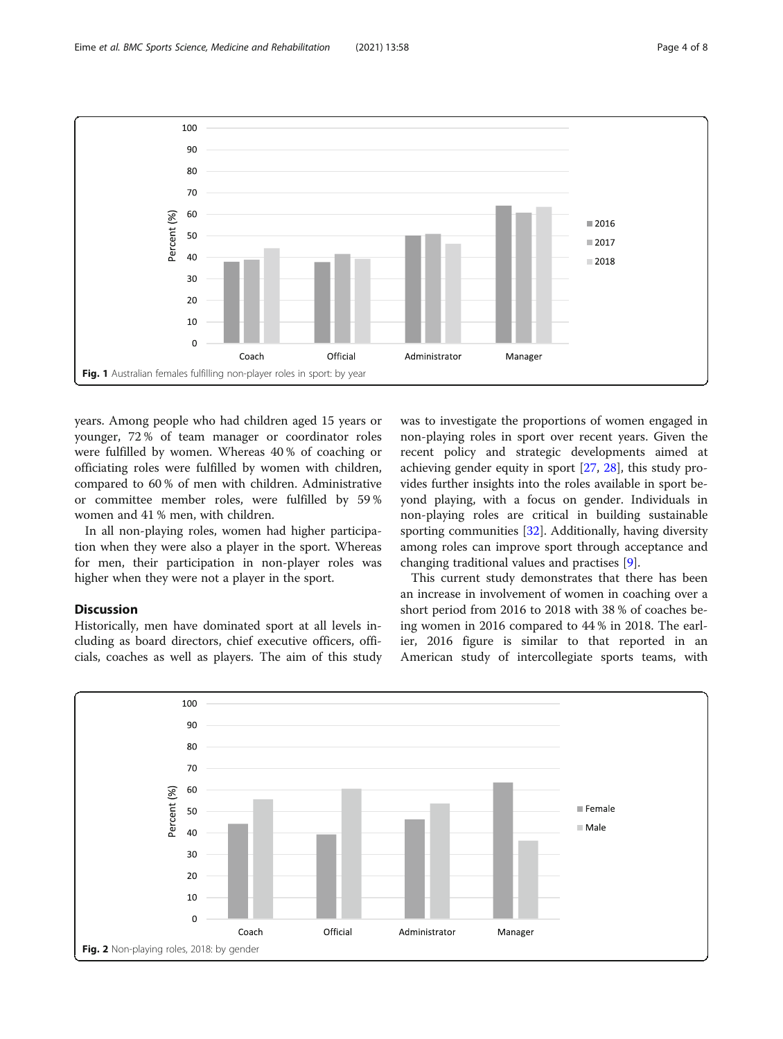Fig. 1 Australian females fulfilling non-player roles in sport: by year

years. Among people who had children aged 15 years or younger, 72 % of team manager or coordinator roles were fulfilled by women. Whereas 40 % of coaching or officiating roles were fulfilled by women with children, compared to 60 % of men with children. Administrative or committee member roles, were fulfilled by 59 % women and 41 % men, with children.

In all non-playing roles, women had higher participation when they were also a player in the sport. Whereas for men, their participation in non-player roles was higher when they were not a player in the sport.

## Discussion

Historically, men have dominated sport at all levels including as board directors, chief executive officers, officials, coaches as well as players. The aim of this study was to investigate the proportions of women engaged in non-playing roles in sport over recent years. Given the recent policy and strategic developments aimed at achieving gender equity in sport [27, 28], this study provides further insights into the roles available in sport beyond playing, with a focus on gender. Individuals in non-playing roles are critical in building sustainable sporting communities [32]. Additionally, having diversity among roles can improve sport through acceptance and changing traditional values and practises [9].

This current study demonstrates that there has been an increase in involvement of women in coaching over a short period from 2016 to 2018 with 38 % of coaches being women in 2016 compared to 44 % in 2018. The earlier, 2016 figure is similar to that reported in an American study of intercollegiate sports teams, with

Fig. 2 Non-playing roles, 2018: by gender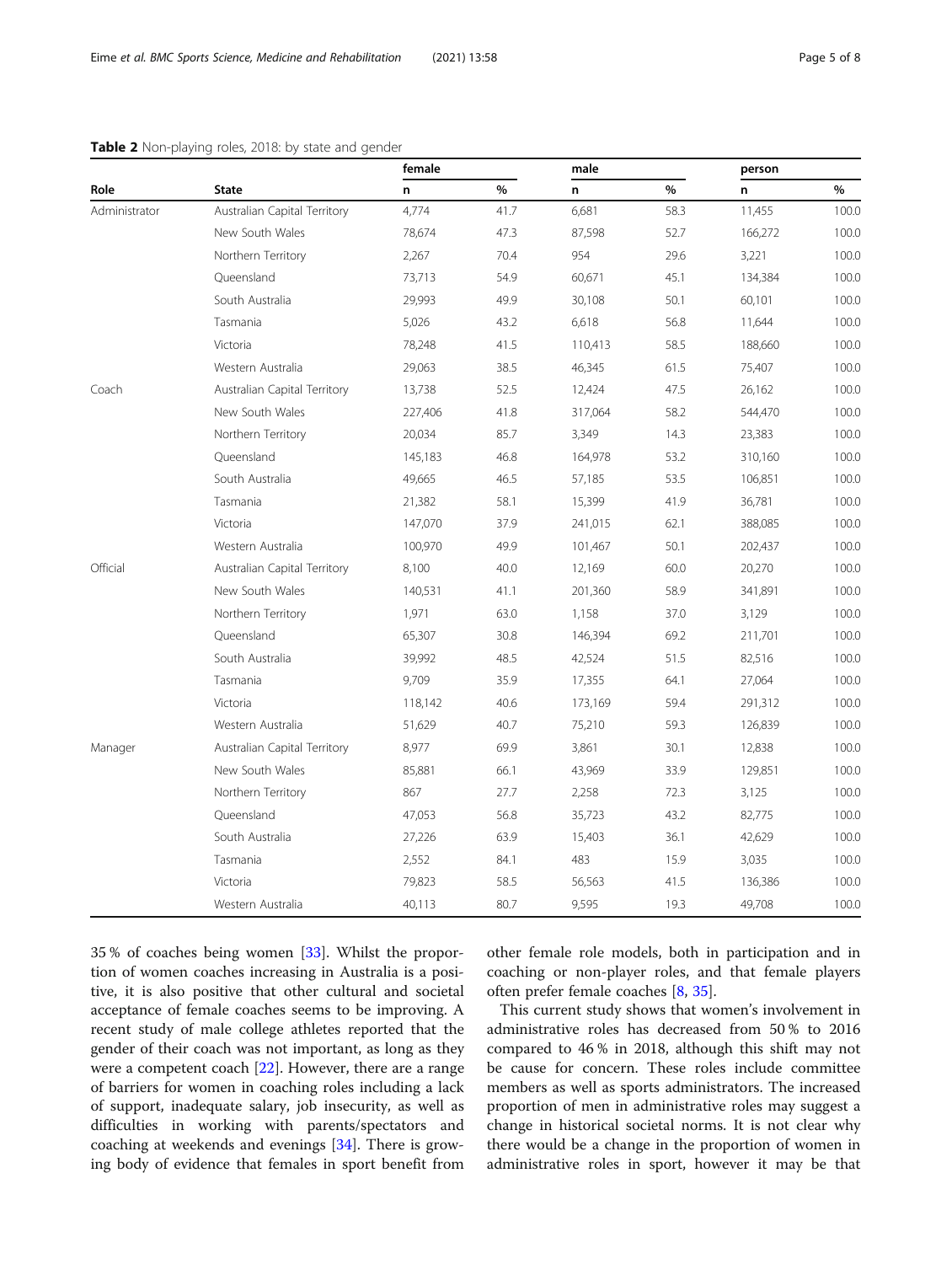**Table 2** Non-playing roles, 2018: by state and gender

| | | female | | male | | person | |
|---|---|---|---|---|---|---|---|
| Role | State | n | % | n | % | n | % |
| Administrator | Australian Capital Territory | 4,774 | 41.7 | 6,681 | 58.3 | 11,455 | 100.0 |
| | New South Wales | 78,674 | 47.3 | 87,598 | 52.7 | 166,272 | 100.0 |
| | Northern Territory | 2,267 | 70.4 | 954 | 29.6 | 3,221 | 100.0 |
| | Queensland | 73,713 | 54.9 | 60,671 | 45.1 | 134,384 | 100.0 |
| | South Australia | 29,993 | 49.9 | 30,108 | 50.1 | 60,101 | 100.0 |
| | Tasmania | 5,026 | 43.2 | 6,618 | 56.8 | 11,644 | 100.0 |
| | Victoria | 78,248 | 41.5 | 110,413 | 58.5 | 188,660 | 100.0 |
| | Western Australia | 29,063 | 38.5 | 46,345 | 61.5 | 75,407 | 100.0 |
| Coach | Australian Capital Territory | 13,738 | 52.5 | 12,424 | 47.5 | 26,162 | 100.0 |
| | New South Wales | 227,406 | 41.8 | 317,064 | 58.2 | 544,470 | 100.0 |
| | Northern Territory | 20,034 | 85.7 | 3,349 | 14.3 | 23,383 | 100.0 |
| | Queensland | 145,183 | 46.8 | 164,978 | 53.2 | 310,160 | 100.0 |
| | South Australia | 49,665 | 46.5 | 57,185 | 53.5 | 106,851 | 100.0 |
| | Tasmania | 21,382 | 58.1 | 15,399 | 41.9 | 36,781 | 100.0 |
| | Victoria | 147,070 | 37.9 | 241,015 | 62.1 | 388,085 | 100.0 |
| | Western Australia | 100,970 | 49.9 | 101,467 | 50.1 | 202,437 | 100.0 |
| Official | Australian Capital Territory | 8,100 | 40.0 | 12,169 | 60.0 | 20,270 | 100.0 |
| | New South Wales | 140,531 | 41.1 | 201,360 | 58.9 | 341,891 | 100.0 |
| | Northern Territory | 1,971 | 63.0 | 1,158 | 37.0 | 3,129 | 100.0 |
| | Queensland | 65,307 | 30.8 | 146,394 | 69.2 | 211,701 | 100.0 |
| | South Australia | 39,992 | 48.5 | 42,524 | 51.5 | 82,516 | 100.0 |
| | Tasmania | 9,709 | 35.9 | 17,355 | 64.1 | 27,064 | 100.0 |
| | Victoria | 118,142 | 40.6 | 173,169 | 59.4 | 291,312 | 100.0 |
| | Western Australia | 51,629 | 40.7 | 75,210 | 59.3 | 126,839 | 100.0 |
| Manager | Australian Capital Territory | 8,977 | 69.9 | 3,861 | 30.1 | 12,838 | 100.0 |
| | New South Wales | 85,881 | 66.1 | 43,969 | 33.9 | 129,851 | 100.0 |
| | Northern Territory | 867 | 27.7 | 2,258 | 72.3 | 3,125 | 100.0 |
| | Queensland | 47,053 | 56.8 | 35,723 | 43.2 | 82,775 | 100.0 |
| | South Australia | 27,226 | 63.9 | 15,403 | 36.1 | 42,629 | 100.0 |
| | Tasmania | 2,552 | 84.1 | 483 | 15.9 | 3,035 | 100.0 |
| | Victoria | 79,823 | 58.5 | 56,563 | 41.5 | 136,386 | 100.0 |
| | Western Australia | 40,113 | 80.7 | 9,595 | 19.3 | 49,708 | 100.0 |

35 % of coaches being women [33]. Whilst the proportion of women coaches increasing in Australia is a positive, it is also positive that other cultural and societal acceptance of female coaches seems to be improving. A recent study of male college athletes reported that the gender of their coach was not important, as long as they were a competent coach [22]. However, there are a range of barriers for women in coaching roles including a lack of support, inadequate salary, job insecurity, as well as difficulties in working with parents/spectators and coaching at weekends and evenings [34]. There is growing body of evidence that females in sport benefit from other female role models, both in participation and in coaching or non-player roles, and that female players often prefer female coaches [8, 35].

This current study shows that women's involvement in administrative roles has decreased from 50 % to 2016 compared to 46 % in 2018, although this shift may not be cause for concern. These roles include committee members as well as sports administrators. The increased proportion of men in administrative roles may suggest a change in historical societal norms. It is not clear why there would be a change in the proportion of women in administrative roles in sport, however it may be that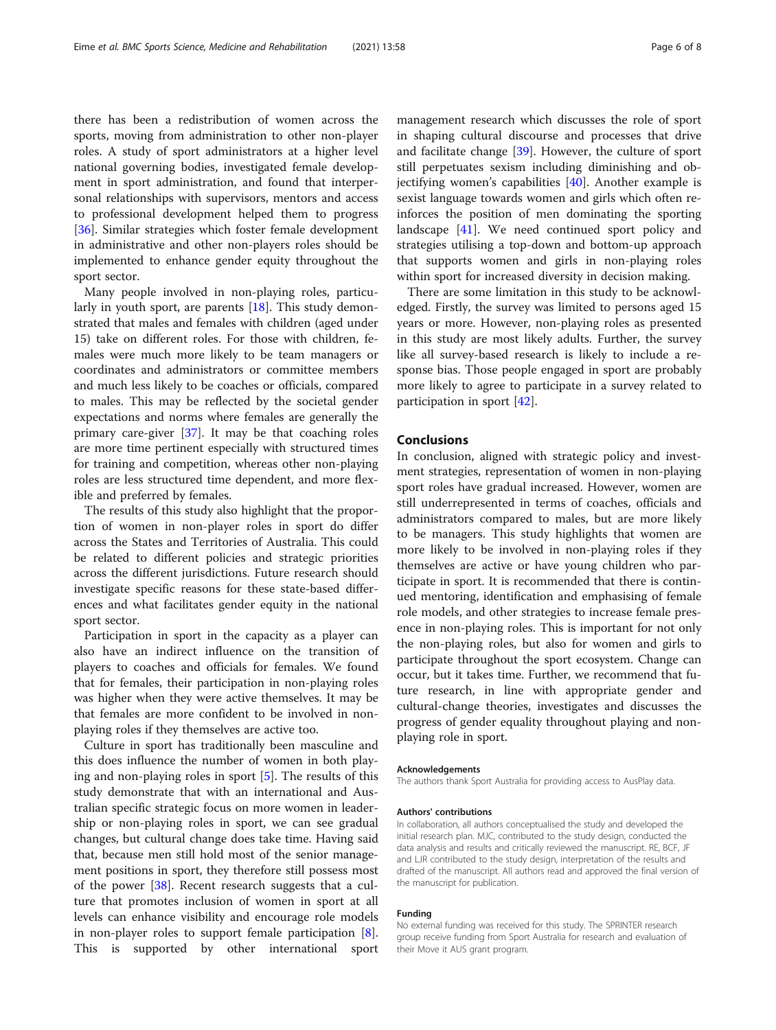there has been a redistribution of women across the sports, moving from administration to other non-player roles. A study of sport administrators at a higher level national governing bodies, investigated female development in sport administration, and found that interpersonal relationships with supervisors, mentors and access to professional development helped them to progress [36]. Similar strategies which foster female development in administrative and other non-players roles should be implemented to enhance gender equity throughout the sport sector.

Many people involved in non-playing roles, particularly in youth sport, are parents [18]. This study demonstrated that males and females with children (aged under 15) take on different roles. For those with children, females were much more likely to be team managers or coordinates and administrators or committee members and much less likely to be coaches or officials, compared to males. This may be reflected by the societal gender expectations and norms where females are generally the primary care-giver [37]. It may be that coaching roles are more time pertinent especially with structured times for training and competition, whereas other non-playing roles are less structured time dependent, and more flexible and preferred by females.

The results of this study also highlight that the proportion of women in non-player roles in sport do differ across the States and Territories of Australia. This could be related to different policies and strategic priorities across the different jurisdictions. Future research should investigate specific reasons for these state-based differences and what facilitates gender equity in the national sport sector.

Participation in sport in the capacity as a player can also have an indirect influence on the transition of players to coaches and officials for females. We found that for females, their participation in non-playing roles was higher when they were active themselves. It may be that females are more confident to be involved in non-playing roles if they themselves are active too.

Culture in sport has traditionally been masculine and this does influence the number of women in both playing and non-playing roles in sport [5]. The results of this study demonstrate that with an international and Australian specific strategic focus on more women in leadership or non-playing roles in sport, we can see gradual changes, but cultural change does take time. Having said that, because men still hold most of the senior management positions in sport, they therefore still possess most of the power [38]. Recent research suggests that a culture that promotes inclusion of women in sport at all levels can enhance visibility and encourage role models in non-player roles to support female participation [8]. This is supported by other international sport management research which discusses the role of sport in shaping cultural discourse and processes that drive and facilitate change [39]. However, the culture of sport still perpetuates sexism including diminishing and objectifying women's capabilities [40]. Another example is sexist language towards women and girls which often reinforces the position of men dominating the sporting landscape [41]. We need continued sport policy and strategies utilising a top-down and bottom-up approach that supports women and girls in non-playing roles within sport for increased diversity in decision making.

There are some limitation in this study to be acknowledged. Firstly, the survey was limited to persons aged 15 years or more. However, non-playing roles as presented in this study are most likely adults. Further, the survey like all survey-based research is likely to include a response bias. Those people engaged in sport are probably more likely to agree to participate in a survey related to participation in sport [42].

## Conclusions

In conclusion, aligned with strategic policy and investment strategies, representation of women in non-playing sport roles have gradual increased. However, women are still underrepresented in terms of coaches, officials and administrators compared to males, but are more likely to be managers. This study highlights that women are more likely to be involved in non-playing roles if they themselves are active or have young children who participate in sport. It is recommended that there is continued mentoring, identification and emphasising of female role models, and other strategies to increase female presence in non-playing roles. This is important for not only the non-playing roles, but also for women and girls to participate throughout the sport ecosystem. Change can occur, but it takes time. Further, we recommend that future research, in line with appropriate gender and cultural-change theories, investigates and discusses the progress of gender equality throughout playing and non-playing role in sport.

#### Acknowledgements

The authors thank Sport Australia for providing access to AusPlay data.

#### Authors' contributions

In collaboration, all authors conceptualised the study and developed the initial research plan. MJC, contributed to the study design, conducted the data analysis and results and critically reviewed the manuscript. RE, BCF, JF and LJR contributed to the study design, interpretation of the results and drafted of the manuscript. All authors read and approved the final version of the manuscript for publication.

#### Funding

No external funding was received for this study. The SPRINTER research group receive funding from Sport Australia for research and evaluation of their Move it AUS grant program.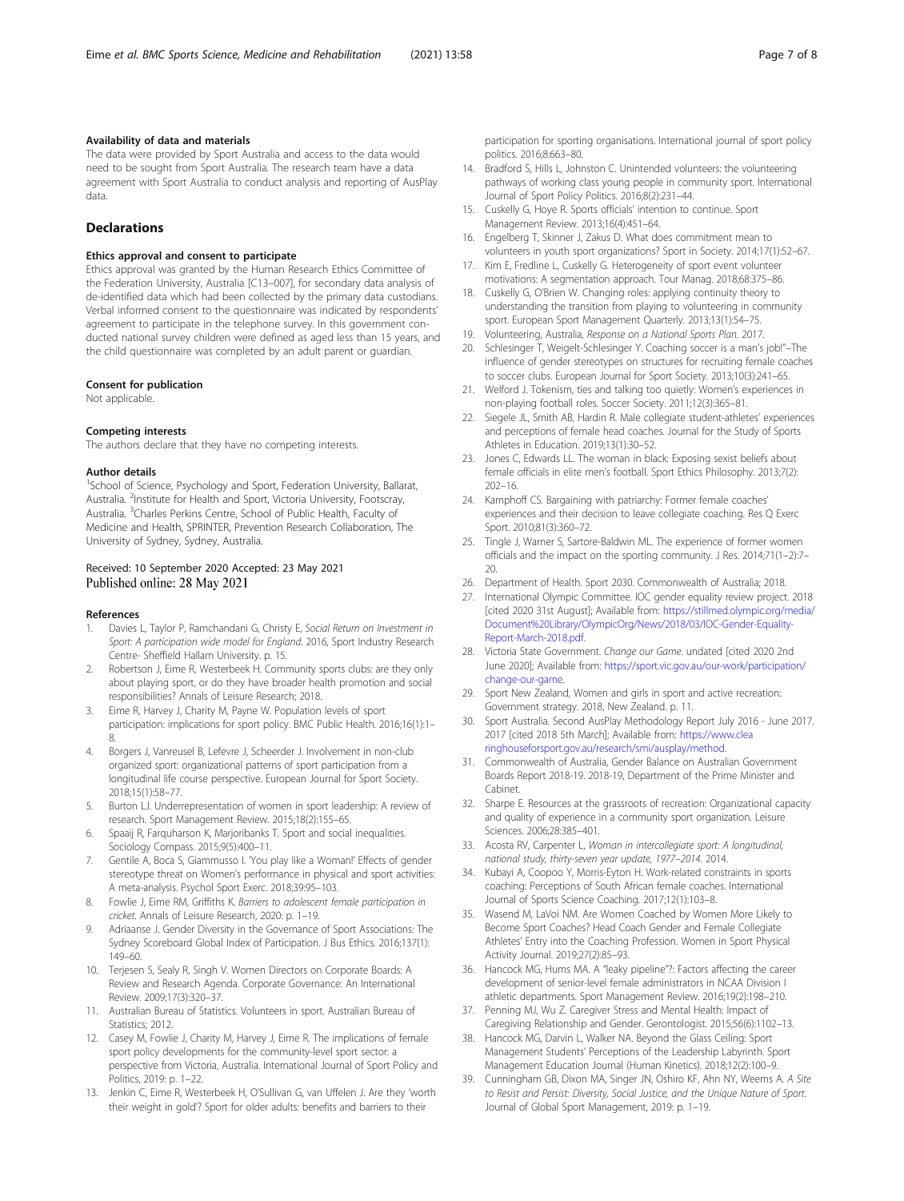### Availability of data and materials

The data were provided by Sport Australia and access to the data would need to be sought from Sport Australia. The research team have a data agreement with Sport Australia to conduct analysis and reporting of AusPlay data.

## Declarations

### Ethics approval and consent to participate

Ethics approval was granted by the Human Research Ethics Committee of the Federation University, Australia [C13–007], for secondary data analysis of de-identified data which had been collected by the primary data custodians. Verbal informed consent to the questionnaire was indicated by respondents' agreement to participate in the telephone survey. In this government conducted national survey children were defined as aged less than 15 years, and the child questionnaire was completed by an adult parent or guardian.

### Consent for publication

Not applicable.

### Competing interests

The authors declare that they have no competing interests.

### Author details

[1]School of Science, Psychology and Sport, Federation University, Ballarat, Australia. [2]Institute for Health and Sport, Victoria University, Footscray, Australia. [3]Charles Perkins Centre, School of Public Health, Faculty of Medicine and Health, SPRINTER, Prevention Research Collaboration, The University of Sydney, Sydney, Australia.

Received: 10 September 2020 Accepted: 23 May 2021
Published online: 28 May 2021

### References

1. Davies L, Taylor P, Ramchandani G, Christy E, *Social Return on Investment in Sport: A participation wide model for England*. 2016, Sport Industry Research Centre- Sheffield Hallam University. p. 15.
2. Robertson J, Eime R, Westerbeek H. Community sports clubs: are they only about playing sport, or do they have broader health promotion and social responsibilities? Annals of Leisure Research; 2018.
3. Eime R, Harvey J, Charity M, Payne W. Population levels of sport participation: implications for sport policy. BMC Public Health. 2016;16(1):1–8.
4. Borgers J, Vanreusel B, Lefevre J, Scheerder J. Involvement in non-club organized sport: organizational patterns of sport participation from a longitudinal life course perspective. European Journal for Sport Society. 2018;15(1):58–77.
5. Burton LJ. Underrepresentation of women in sport leadership: A review of research. Sport Management Review. 2015;18(2):155–65.
6. Spaaij R, Farquharson K, Marjoribanks T. Sport and social inequalities. Sociology Compass. 2015;9(5):400–11.
7. Gentile A, Boca S, Giammusso I. 'You play like a Woman!' Effects of gender stereotype threat on Women's performance in physical and sport activities: A meta-analysis. Psychol Sport Exerc. 2018;39:95–103.
8. Fowlie J, Eime RM, Griffiths K. *Barriers to adolescent female participation in cricket*. Annals of Leisure Research, 2020: p. 1–19.
9. Adriaanse J. Gender Diversity in the Governance of Sport Associations: The Sydney Scoreboard Global Index of Participation. J Bus Ethics. 2016;137(1):149–60.
10. Terjesen S, Sealy R, Singh V. Women Directors on Corporate Boards: A Review and Research Agenda. Corporate Governance: An International Review. 2009;17(3):320–37.
11. Australian Bureau of Statistics. Volunteers in sport. Australian Bureau of Statistics; 2012.
12. Casey M, Fowlie J, Charity M, Harvey J, Eime R. The implications of female sport policy developments for the community-level sport sector: a perspective from Victoria, Australia. International Journal of Sport Policy and Politics, 2019: p. 1–22.
13. Jenkin C, Eime R, Westerbeek H, O'Sullivan G, van Uffelen J. Are they 'worth their weight in gold'? Sport for older adults: benefits and barriers to their participation for sporting organisations. International journal of sport policy politics. 2016;8:663–80.
14. Bradford S, Hills L, Johnston C. Unintended volunteers: the volunteering pathways of working class young people in community sport. International Journal of Sport Policy Politics. 2016;8(2):231–44.
15. Cuskelly G, Hoye R. Sports officials' intention to continue. Sport Management Review. 2013;16(4):451–64.
16. Engelberg T, Skinner J, Zakus D. What does commitment mean to volunteers in youth sport organizations? Sport in Society. 2014;17(1):52–67.
17. Kim E, Fredline L, Cuskelly G. Heterogeneity of sport event volunteer motivations: A segmentation approach. Tour Manag. 2018;68:375–86.
18. Cuskelly G, O'Brien W. Changing roles: applying continuity theory to understanding the transition from playing to volunteering in community sport. European Sport Management Quarterly. 2013;13(1):54–75.
19. Volunteering, Australia, *Response on a National Sports Plan*. 2017.
20. Schlesinger T, Weigelt-Schlesinger Y. Coaching soccer is a man's job!"–The influence of gender stereotypes on structures for recruiting female coaches to soccer clubs. European Journal for Sport Society. 2013;10(3):241–65.
21. Welford J. Tokenism, ties and talking too quietly: Women's experiences in non-playing football roles. Soccer Society. 2011;12(3):365–81.
22. Siegele JL, Smith AB, Hardin R. Male collegiate student-athletes' experiences and perceptions of female head coaches. Journal for the Study of Sports Athletes in Education. 2019;13(1):30–52.
23. Jones C, Edwards LL. The woman in black: Exposing sexist beliefs about female officials in elite men's football. Sport Ethics Philosophy. 2013;7(2):202–16.
24. Kamphoff CS. Bargaining with patriarchy: Former female coaches' experiences and their decision to leave collegiate coaching. Res Q Exerc Sport. 2010;81(3):360–72.
25. Tingle J, Warner S, Sartore-Baldwin ML. The experience of former women officials and the impact on the sporting community. J Res. 2014;71(1–2):7–20.
26. Department of Health. Sport 2030. Commonwealth of Australia; 2018.
27. International Olympic Committee. IOC gender equality review project. 2018 [cited 2020 31st August]; Available from: https://stillmed.olympic.org/media/Document%20Library/OlympicOrg/News/2018/03/IOC-Gender-Equality-Report-March-2018.pdf.
28. Victoria State Government. *Change our Game*. undated [cited 2020 2nd June 2020]; Available from: https://sport.vic.gov.au/our-work/participation/change-our-game.
29. Sport New Zealand, Women and girls in sport and active recreation: Government strategy. 2018, New Zealand. p. 11.
30. Sport Australia. Second AusPlay Methodology Report July 2016 - June 2017. 2017 [cited 2018 5th March]; Available from: https://www.clearinghouseforsport.gov.au/research/smi/ausplay/method.
31. Commonwealth of Australia, Gender Balance on Australian Government Boards Report 2018-19. 2018-19, Department of the Prime Minister and Cabinet.
32. Sharpe E. Resources at the grassroots of recreation: Organizational capacity and quality of experience in a community sport organization. Leisure Sciences. 2006;28:385–401.
33. Acosta RV, Carpenter L, *Woman in intercollegiate sport: A longitudinal, national study, thirty-seven year update, 1977–2014*. 2014.
34. Kubayi A, Coopoo Y, Morris-Eyton H. Work-related constraints in sports coaching: Perceptions of South African female coaches. International Journal of Sports Science Coaching. 2017;12(1):103–8.
35. Wasend M, LaVoi NM. Are Women Coached by Women More Likely to Become Sport Coaches? Head Coach Gender and Female Collegiate Athletes' Entry into the Coaching Profession. Women in Sport Physical Activity Journal. 2019;27(2):85–93.
36. Hancock MG, Hums MA. A "leaky pipeline"?: Factors affecting the career development of senior-level female administrators in NCAA Division I athletic departments. Sport Management Review. 2016;19(2):198–210.
37. Penning MJ, Wu Z. Caregiver Stress and Mental Health: Impact of Caregiving Relationship and Gender. Gerontologist. 2015;56(6):1102–13.
38. Hancock MG, Darvin L, Walker NA. Beyond the Glass Ceiling: Sport Management Students' Perceptions of the Leadership Labyrinth. Sport Management Education Journal (Human Kinetics). 2018;12(2):100–9.
39. Cunningham GB, Dixon MA, Singer JN, Oshiro KF, Ahn NY, Weems A. *A Site to Resist and Persist: Diversity, Social Justice, and the Unique Nature of Sport*. Journal of Global Sport Management, 2019: p. 1–19.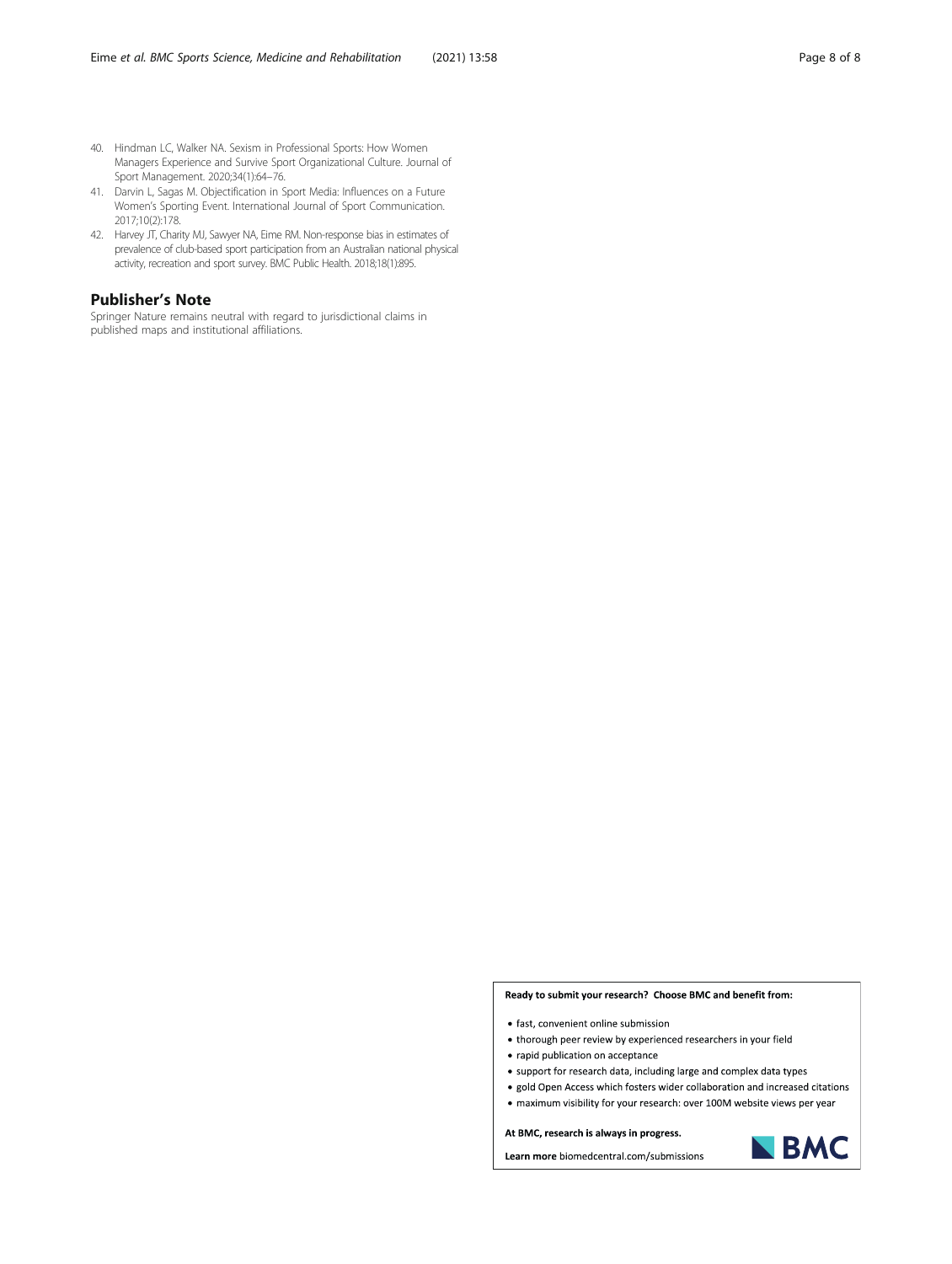40. Hindman LC, Walker NA. Sexism in Professional Sports: How Women Managers Experience and Survive Sport Organizational Culture. Journal of Sport Management. 2020;34(1):64–76.
41. Darvin L, Sagas M. Objectification in Sport Media: Influences on a Future Women's Sporting Event. International Journal of Sport Communication. 2017;10(2):178.
42. Harvey JT, Charity MJ, Sawyer NA, Eime RM. Non-response bias in estimates of prevalence of club-based sport participation from an Australian national physical activity, recreation and sport survey. BMC Public Health. 2018;18(1):895.

## Publisher's Note

Springer Nature remains neutral with regard to jurisdictional claims in published maps and institutional affiliations.

**Ready to submit your research? Choose BMC and benefit from:**

- fast, convenient online submission
- thorough peer review by experienced researchers in your field
- rapid publication on acceptance
- support for research data, including large and complex data types
- gold Open Access which fosters wider collaboration and increased citations
- maximum visibility for your research: over 100M website views per year

**At BMC, research is always in progress.**

**Learn more** biomedcentral.com/submissions

BMC